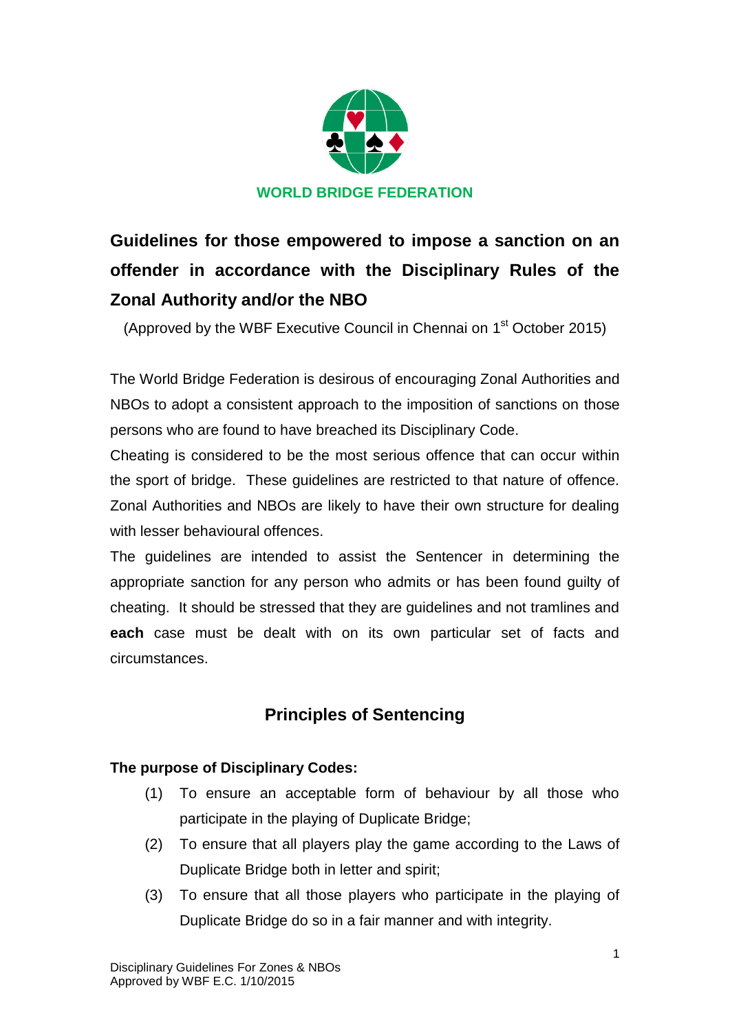WORLD BRIDGE FEDERATION

# Guidelines for those empowered to impose a sanction on an offender in accordance with the Disciplinary Rules of the Zonal Authority and/or the NBO

(Approved by the WBF Executive Council in Chennai on 1st October 2015)

The World Bridge Federation is desirous of encouraging Zonal Authorities and NBOs to adopt a consistent approach to the imposition of sanctions on those persons who are found to have breached its Disciplinary Code.

Cheating is considered to be the most serious offence that can occur within the sport of bridge. These guidelines are restricted to that nature of offence. Zonal Authorities and NBOs are likely to have their own structure for dealing with lesser behavioural offences.

The guidelines are intended to assist the Sentencer in determining the appropriate sanction for any person who admits or has been found guilty of cheating. It should be stressed that they are guidelines and not tramlines and **each** case must be dealt with on its own particular set of facts and circumstances.

## Principles of Sentencing

**The purpose of Disciplinary Codes:**

(1) To ensure an acceptable form of behaviour by all those who participate in the playing of Duplicate Bridge;

(2) To ensure that all players play the game according to the Laws of Duplicate Bridge both in letter and spirit;

(3) To ensure that all those players who participate in the playing of Duplicate Bridge do so in a fair manner and with integrity.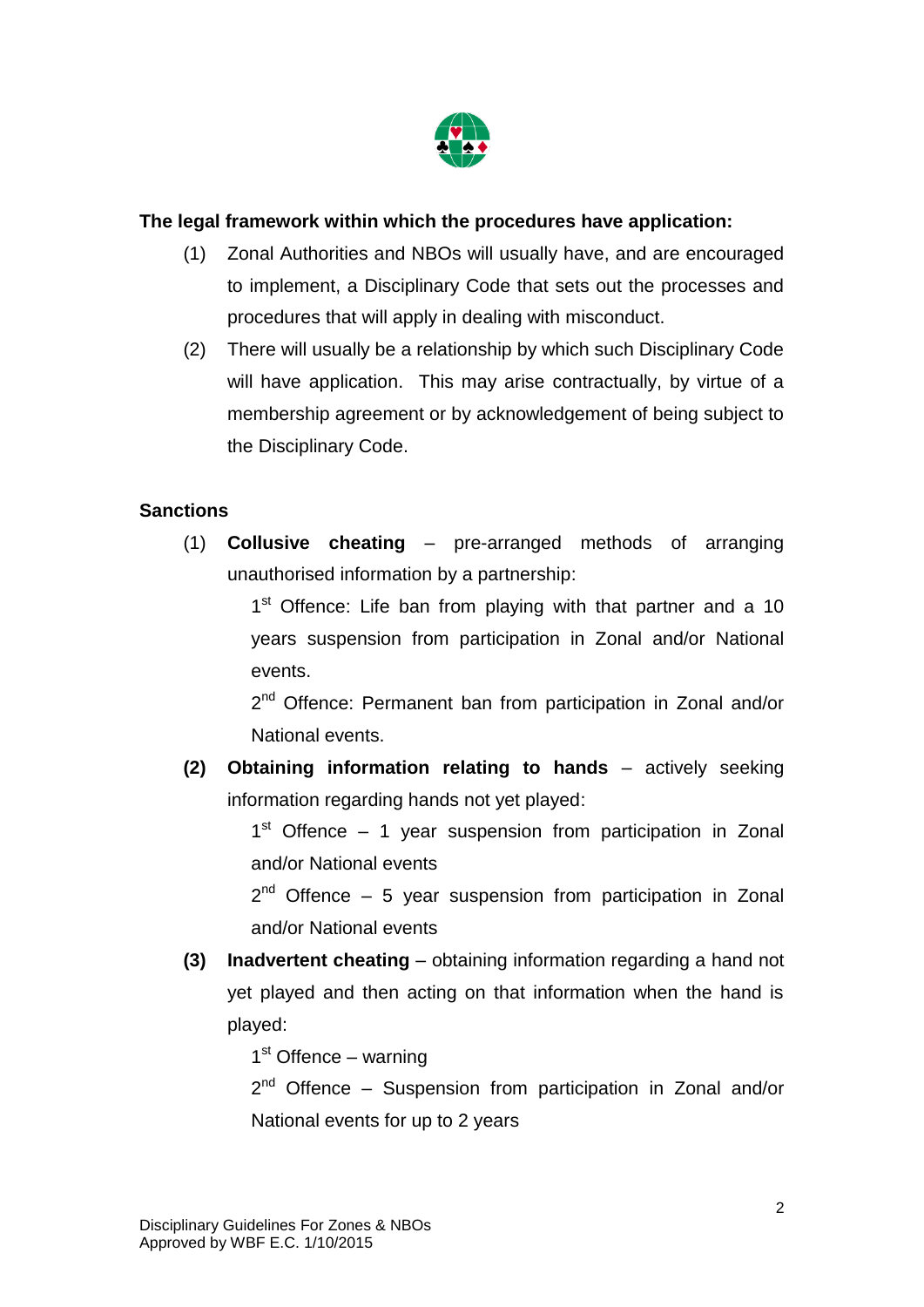**The legal framework within which the procedures have application:**

(1) Zonal Authorities and NBOs will usually have, and are encouraged to implement, a Disciplinary Code that sets out the processes and procedures that will apply in dealing with misconduct.

(2) There will usually be a relationship by which such Disciplinary Code will have application. This may arise contractually, by virtue of a membership agreement or by acknowledgement of being subject to the Disciplinary Code.

**Sanctions**

(1) **Collusive cheating** – pre-arranged methods of arranging unauthorised information by a partnership:

1st Offence: Life ban from playing with that partner and a 10 years suspension from participation in Zonal and/or National events.

2nd Offence: Permanent ban from participation in Zonal and/or National events.

**(2)** **Obtaining information relating to hands** – actively seeking information regarding hands not yet played:

1st Offence – 1 year suspension from participation in Zonal and/or National events

2nd Offence – 5 year suspension from participation in Zonal and/or National events

**(3)** **Inadvertent cheating** – obtaining information regarding a hand not yet played and then acting on that information when the hand is played:

1st Offence – warning

2nd Offence – Suspension from participation in Zonal and/or National events for up to 2 years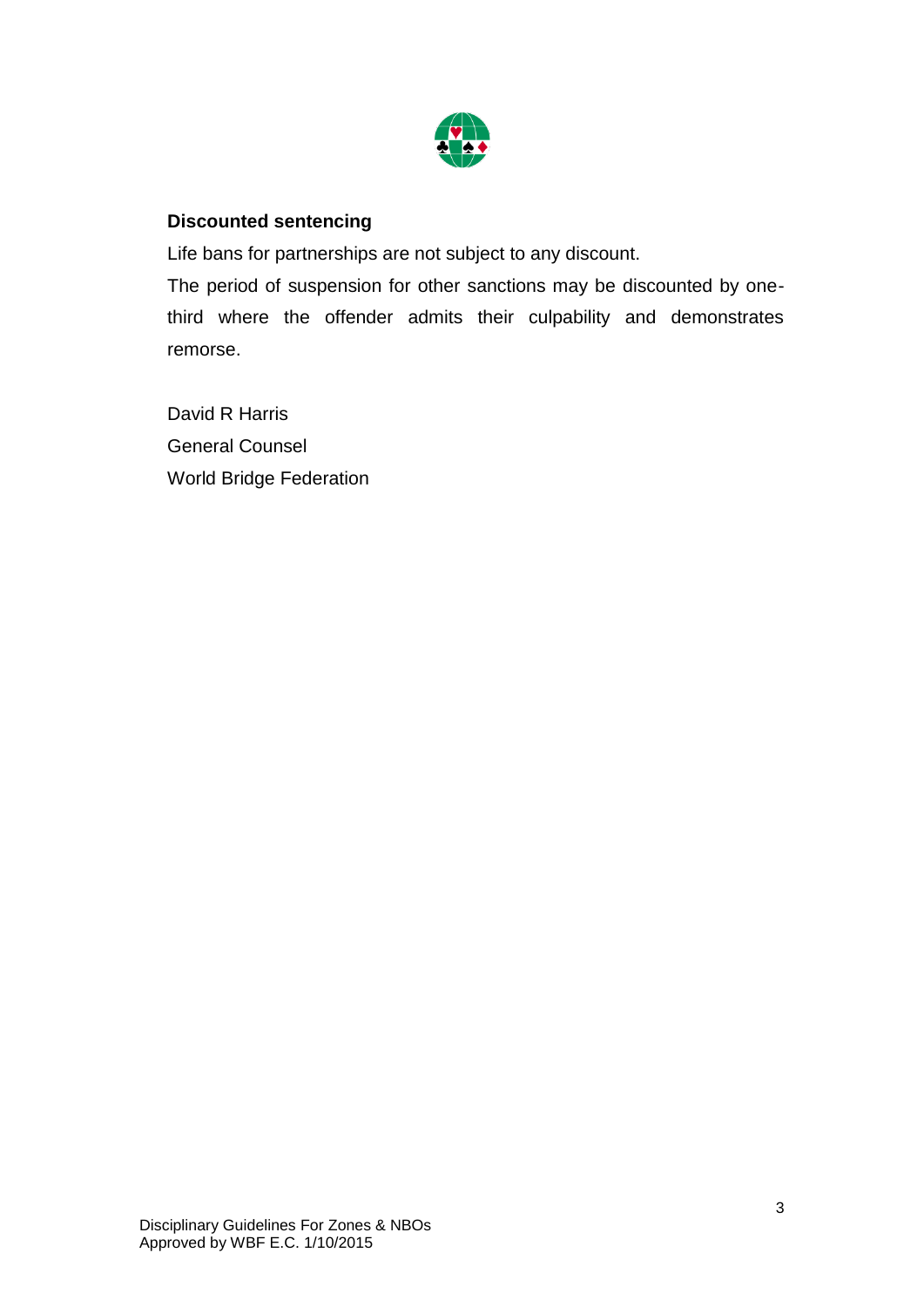**Discounted sentencing**

Life bans for partnerships are not subject to any discount.

The period of suspension for other sanctions may be discounted by one-third where the offender admits their culpability and demonstrates remorse.

David R Harris
General Counsel
World Bridge Federation